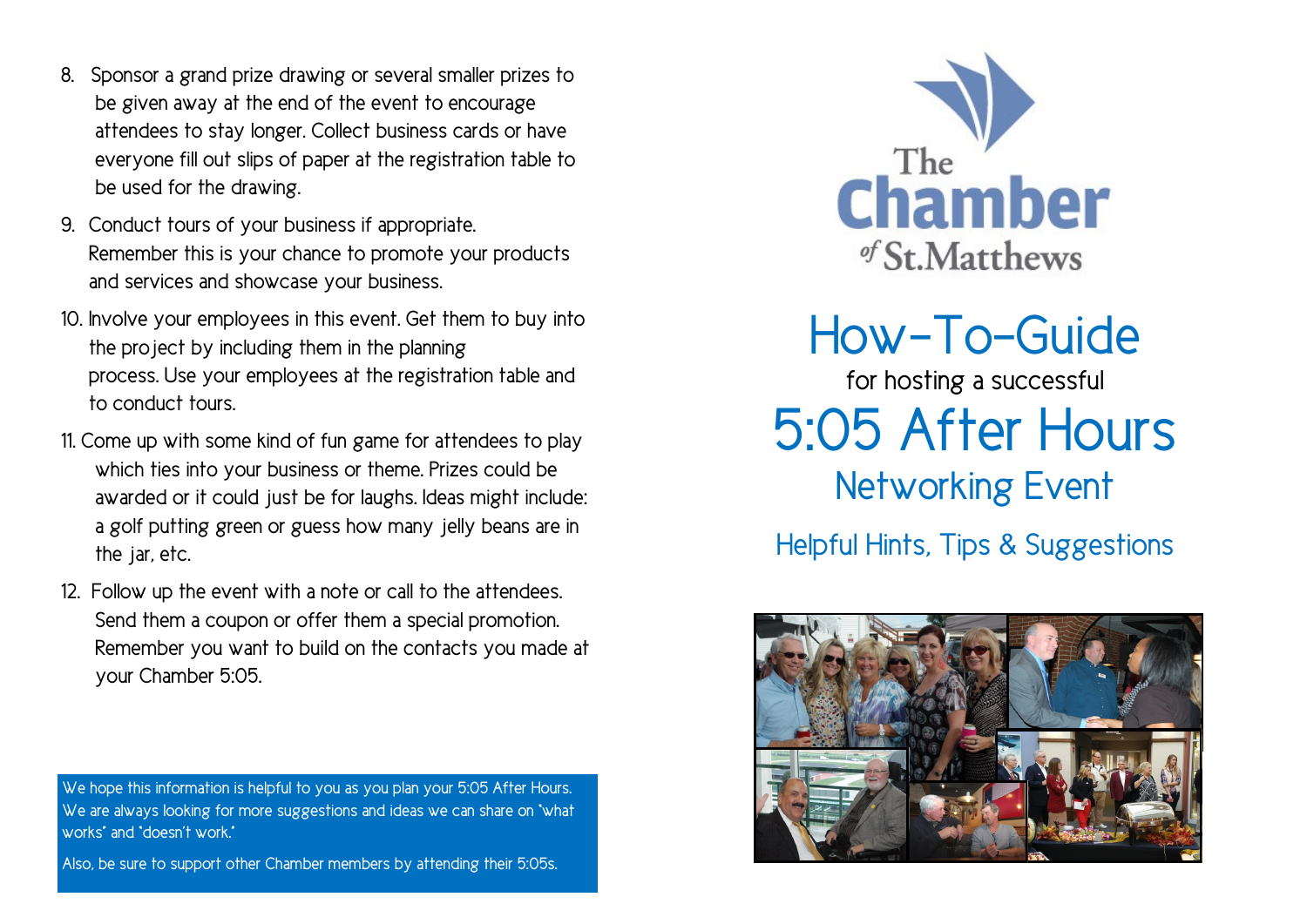8. Sponsor a grand prize drawing or several smaller prizes to be given away at the end of the event to encourage attendees to stay longer. Collect business cards or have everyone fill out slips of paper at the registration table to be used for the drawing.
9. Conduct tours of your business if appropriate. Remember this is your chance to promote your products and services and showcase your business.
10. Involve your employees in this event. Get them to buy into the project by including them in the planning process. Use your employees at the registration table and to conduct tours.
11. Come up with some kind of fun game for attendees to play which ties into your business or theme. Prizes could be awarded or it could just be for laughs. Ideas might include: a golf putting green or guess how many jelly beans are in the jar, etc.
12. Follow up the event with a note or call to the attendees. Send them a coupon or offer them a special promotion. Remember you want to build on the contacts you made at your Chamber 5:05.

We hope this information is helpful to you as you plan your 5:05 After Hours. We are always looking for more suggestions and ideas we can share on "what works" and "doesn't work."

Also, be sure to support other Chamber members by attending their 5:05s.

The Chamber of St. Matthews

# How-To-Guide

for hosting a successful

# 5:05 After Hours

## Networking Event

### Helpful Hints, Tips & Suggestions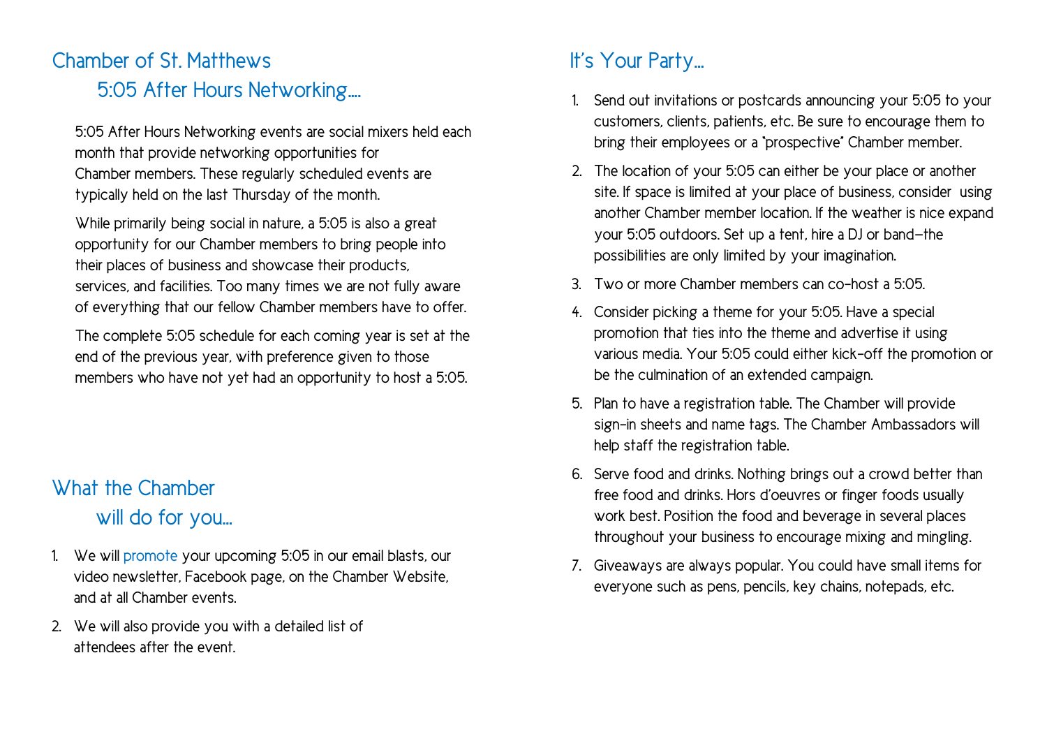## Chamber of St. Matthews 5:05 After Hours Networking....

5:05 After Hours Networking events are social mixers held each month that provide networking opportunities for Chamber members. These regularly scheduled events are typically held on the last Thursday of the month.

While primarily being social in nature, a 5:05 is also a great opportunity for our Chamber members to bring people into their places of business and showcase their products, services, and facilities. Too many times we are not fully aware of everything that our fellow Chamber members have to offer.

The complete 5:05 schedule for each coming year is set at the end of the previous year, with preference given to those members who have not yet had an opportunity to host a 5:05.

## What the Chamber will do for you...

1. We will promote your upcoming 5:05 in our email blasts, our video newsletter, Facebook page, on the Chamber Website, and at all Chamber events.
2. We will also provide you with a detailed list of attendees after the event.

## It's Your Party...

1. Send out invitations or postcards announcing your 5:05 to your customers, clients, patients, etc. Be sure to encourage them to bring their employees or a "prospective" Chamber member.
2. The location of your 5:05 can either be your place or another site. If space is limited at your place of business, consider using another Chamber member location. If the weather is nice expand your 5:05 outdoors. Set up a tent, hire a DJ or band—the possibilities are only limited by your imagination.
3. Two or more Chamber members can co-host a 5:05.
4. Consider picking a theme for your 5:05. Have a special promotion that ties into the theme and advertise it using various media. Your 5:05 could either kick-off the promotion or be the culmination of an extended campaign.
5. Plan to have a registration table. The Chamber will provide sign-in sheets and name tags. The Chamber Ambassadors will help staff the registration table.
6. Serve food and drinks. Nothing brings out a crowd better than free food and drinks. Hors d'oeuvres or finger foods usually work best. Position the food and beverage in several places throughout your business to encourage mixing and mingling.
7. Giveaways are always popular. You could have small items for everyone such as pens, pencils, key chains, notepads, etc.